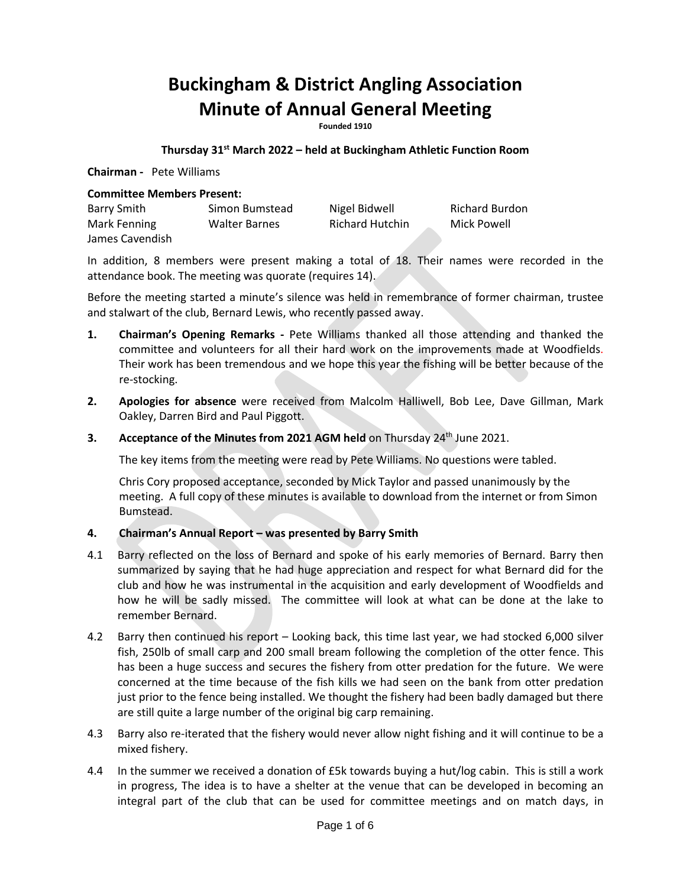# Buckingham & District Angling Association
# Minute of Annual General Meeting

**Founded 1910**

**Thursday 31st March 2022 – held at Buckingham Athletic Function Room**

**Chairman -** Pete Williams

**Committee Members Present:**

| | | | |
|---|---|---|---|
| Barry Smith | Simon Bumstead | Nigel Bidwell | Richard Burdon |
| Mark Fenning | Walter Barnes | Richard Hutchin | Mick Powell |
| James Cavendish | | | |

In addition, 8 members were present making a total of 18. Their names were recorded in the attendance book. The meeting was quorate (requires 14).

Before the meeting started a minute's silence was held in remembrance of former chairman, trustee and stalwart of the club, Bernard Lewis, who recently passed away.

1. **Chairman's Opening Remarks -** Pete Williams thanked all those attending and thanked the committee and volunteers for all their hard work on the improvements made at Woodfields. Their work has been tremendous and we hope this year the fishing will be better because of the re-stocking.

2. **Apologies for absence** were received from Malcolm Halliwell, Bob Lee, Dave Gillman, Mark Oakley, Darren Bird and Paul Piggott.

3. **Acceptance of the Minutes from 2021 AGM held** on Thursday 24th June 2021.

   The key items from the meeting were read by Pete Williams. No questions were tabled.

   Chris Cory proposed acceptance, seconded by Mick Taylor and passed unanimously by the meeting. A full copy of these minutes is available to download from the internet or from Simon Bumstead.

4. **Chairman's Annual Report – was presented by Barry Smith**

4.1 Barry reflected on the loss of Bernard and spoke of his early memories of Bernard. Barry then summarized by saying that he had huge appreciation and respect for what Bernard did for the club and how he was instrumental in the acquisition and early development of Woodfields and how he will be sadly missed. The committee will look at what can be done at the lake to remember Bernard.

4.2 Barry then continued his report – Looking back, this time last year, we had stocked 6,000 silver fish, 250lb of small carp and 200 small bream following the completion of the otter fence. This has been a huge success and secures the fishery from otter predation for the future. We were concerned at the time because of the fish kills we had seen on the bank from otter predation just prior to the fence being installed. We thought the fishery had been badly damaged but there are still quite a large number of the original big carp remaining.

4.3 Barry also re-iterated that the fishery would never allow night fishing and it will continue to be a mixed fishery.

4.4 In the summer we received a donation of £5k towards buying a hut/log cabin. This is still a work in progress, The idea is to have a shelter at the venue that can be developed in becoming an integral part of the club that can be used for committee meetings and on match days, in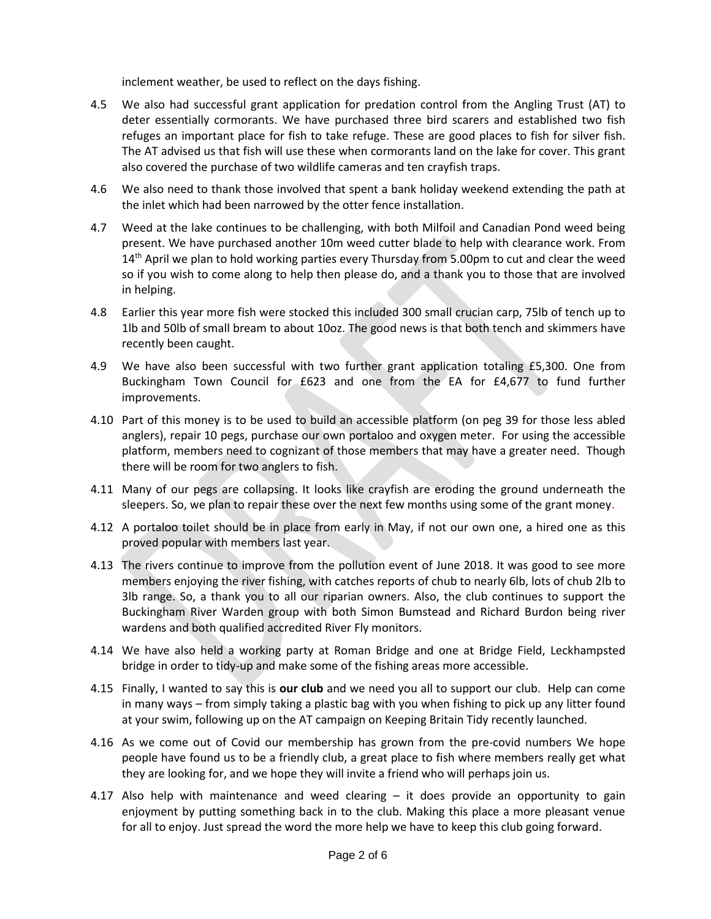inclement weather, be used to reflect on the days fishing.

4.5 We also had successful grant application for predation control from the Angling Trust (AT) to deter essentially cormorants. We have purchased three bird scarers and established two fish refuges an important place for fish to take refuge. These are good places to fish for silver fish. The AT advised us that fish will use these when cormorants land on the lake for cover. This grant also covered the purchase of two wildlife cameras and ten crayfish traps.

4.6 We also need to thank those involved that spent a bank holiday weekend extending the path at the inlet which had been narrowed by the otter fence installation.

4.7 Weed at the lake continues to be challenging, with both Milfoil and Canadian Pond weed being present. We have purchased another 10m weed cutter blade to help with clearance work. From 14th April we plan to hold working parties every Thursday from 5.00pm to cut and clear the weed so if you wish to come along to help then please do, and a thank you to those that are involved in helping.

4.8 Earlier this year more fish were stocked this included 300 small crucian carp, 75lb of tench up to 1lb and 50lb of small bream to about 10oz. The good news is that both tench and skimmers have recently been caught.

4.9 We have also been successful with two further grant application totaling £5,300. One from Buckingham Town Council for £623 and one from the EA for £4,677 to fund further improvements.

4.10 Part of this money is to be used to build an accessible platform (on peg 39 for those less abled anglers), repair 10 pegs, purchase our own portaloo and oxygen meter. For using the accessible platform, members need to cognizant of those members that may have a greater need. Though there will be room for two anglers to fish.

4.11 Many of our pegs are collapsing. It looks like crayfish are eroding the ground underneath the sleepers. So, we plan to repair these over the next few months using some of the grant money.

4.12 A portaloo toilet should be in place from early in May, if not our own one, a hired one as this proved popular with members last year.

4.13 The rivers continue to improve from the pollution event of June 2018. It was good to see more members enjoying the river fishing, with catches reports of chub to nearly 6lb, lots of chub 2lb to 3lb range. So, a thank you to all our riparian owners. Also, the club continues to support the Buckingham River Warden group with both Simon Bumstead and Richard Burdon being river wardens and both qualified accredited River Fly monitors.

4.14 We have also held a working party at Roman Bridge and one at Bridge Field, Leckhampsted bridge in order to tidy-up and make some of the fishing areas more accessible.

4.15 Finally, I wanted to say this is **our club** and we need you all to support our club. Help can come in many ways – from simply taking a plastic bag with you when fishing to pick up any litter found at your swim, following up on the AT campaign on Keeping Britain Tidy recently launched.

4.16 As we come out of Covid our membership has grown from the pre-covid numbers We hope people have found us to be a friendly club, a great place to fish where members really get what they are looking for, and we hope they will invite a friend who will perhaps join us.

4.17 Also help with maintenance and weed clearing – it does provide an opportunity to gain enjoyment by putting something back in to the club. Making this place a more pleasant venue for all to enjoy. Just spread the word the more help we have to keep this club going forward.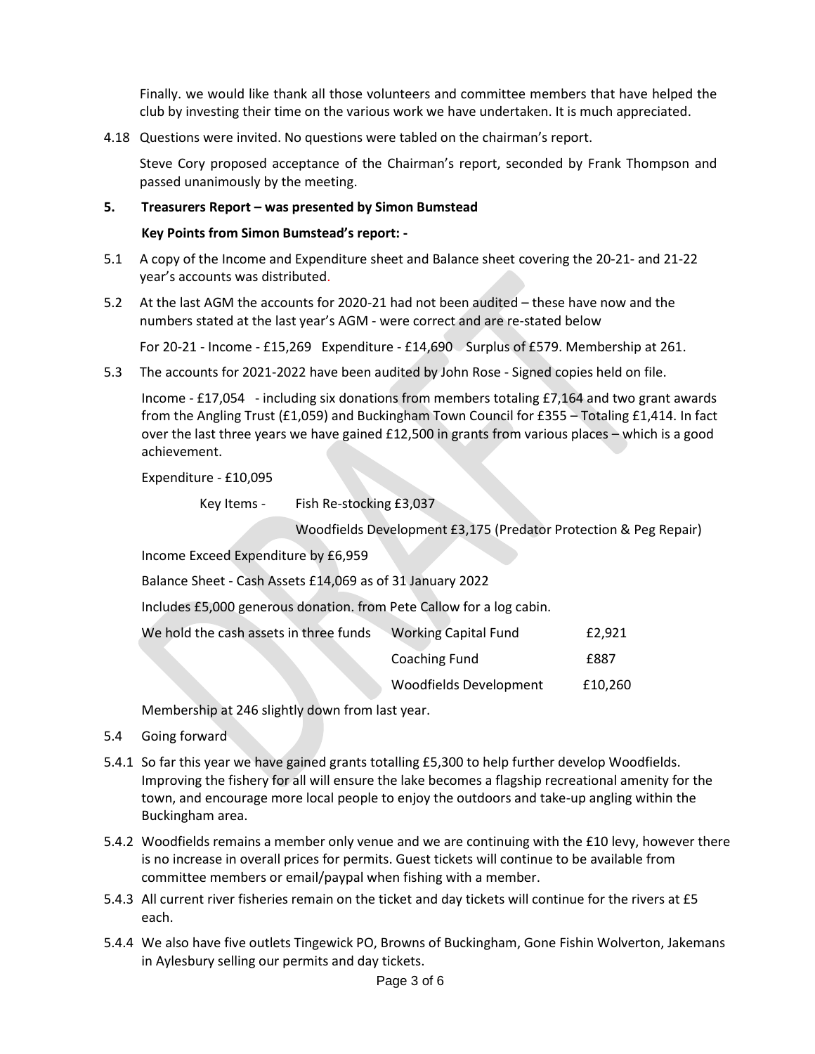Finally. we would like thank all those volunteers and committee members that have helped the club by investing their time on the various work we have undertaken. It is much appreciated.

4.18 Questions were invited. No questions were tabled on the chairman's report.

Steve Cory proposed acceptance of the Chairman's report, seconded by Frank Thompson and passed unanimously by the meeting.

**5. Treasurers Report – was presented by Simon Bumstead**

**Key Points from Simon Bumstead's report: -**

5.1 A copy of the Income and Expenditure sheet and Balance sheet covering the 20-21- and 21-22 year's accounts was distributed.

5.2 At the last AGM the accounts for 2020-21 had not been audited – these have now and the numbers stated at the last year's AGM - were correct and are re-stated below

For 20-21 - Income - £15,269 Expenditure - £14,690 Surplus of £579. Membership at 261.

5.3 The accounts for 2021-2022 have been audited by John Rose - Signed copies held on file.

Income - £17,054 - including six donations from members totaling £7,164 and two grant awards from the Angling Trust (£1,059) and Buckingham Town Council for £355 – Totaling £1,414. In fact over the last three years we have gained £12,500 in grants from various places – which is a good achievement.

Expenditure - £10,095

Key Items - Fish Re-stocking £3,037

Woodfields Development £3,175 (Predator Protection & Peg Repair)

Income Exceed Expenditure by £6,959

Balance Sheet - Cash Assets £14,069 as of 31 January 2022

Includes £5,000 generous donation. from Pete Callow for a log cabin.

| | | |
|---|---|---|
| We hold the cash assets in three funds | Working Capital Fund | £2,921 |
| | Coaching Fund | £887 |
| | Woodfields Development | £10,260 |

Membership at 246 slightly down from last year.

5.4 Going forward

5.4.1 So far this year we have gained grants totalling £5,300 to help further develop Woodfields. Improving the fishery for all will ensure the lake becomes a flagship recreational amenity for the town, and encourage more local people to enjoy the outdoors and take-up angling within the Buckingham area.

5.4.2 Woodfields remains a member only venue and we are continuing with the £10 levy, however there is no increase in overall prices for permits. Guest tickets will continue to be available from committee members or email/paypal when fishing with a member.

5.4.3 All current river fisheries remain on the ticket and day tickets will continue for the rivers at £5 each.

5.4.4 We also have five outlets Tingewick PO, Browns of Buckingham, Gone Fishin Wolverton, Jakemans in Aylesbury selling our permits and day tickets.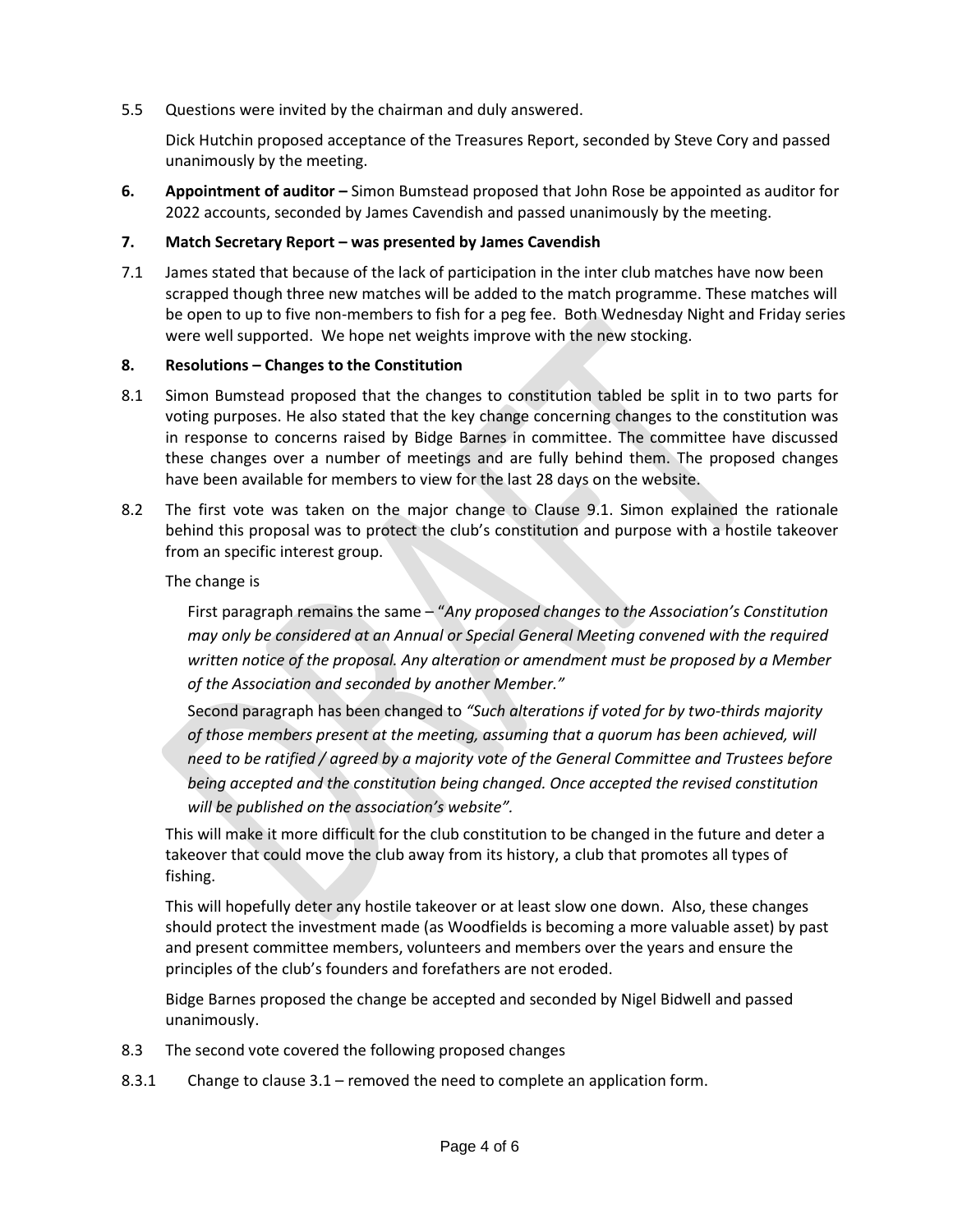5.5 Questions were invited by the chairman and duly answered.

Dick Hutchin proposed acceptance of the Treasures Report, seconded by Steve Cory and passed unanimously by the meeting.

**6. Appointment of auditor –** Simon Bumstead proposed that John Rose be appointed as auditor for 2022 accounts, seconded by James Cavendish and passed unanimously by the meeting.

**7. Match Secretary Report – was presented by James Cavendish**

7.1 James stated that because of the lack of participation in the inter club matches have now been scrapped though three new matches will be added to the match programme. These matches will be open to up to five non-members to fish for a peg fee. Both Wednesday Night and Friday series were well supported. We hope net weights improve with the new stocking.

**8. Resolutions – Changes to the Constitution**

8.1 Simon Bumstead proposed that the changes to constitution tabled be split in to two parts for voting purposes. He also stated that the key change concerning changes to the constitution was in response to concerns raised by Bidge Barnes in committee. The committee have discussed these changes over a number of meetings and are fully behind them. The proposed changes have been available for members to view for the last 28 days on the website.

8.2 The first vote was taken on the major change to Clause 9.1. Simon explained the rationale behind this proposal was to protect the club's constitution and purpose with a hostile takeover from an specific interest group.

The change is

First paragraph remains the same – "*Any proposed changes to the Association's Constitution may only be considered at an Annual or Special General Meeting convened with the required written notice of the proposal. Any alteration or amendment must be proposed by a Member of the Association and seconded by another Member."*

Second paragraph has been changed to *"Such alterations if voted for by two-thirds majority of those members present at the meeting, assuming that a quorum has been achieved, will need to be ratified / agreed by a majority vote of the General Committee and Trustees before being accepted and the constitution being changed. Once accepted the revised constitution will be published on the association's website".*

This will make it more difficult for the club constitution to be changed in the future and deter a takeover that could move the club away from its history, a club that promotes all types of fishing.

This will hopefully deter any hostile takeover or at least slow one down. Also, these changes should protect the investment made (as Woodfields is becoming a more valuable asset) by past and present committee members, volunteers and members over the years and ensure the principles of the club's founders and forefathers are not eroded.

Bidge Barnes proposed the change be accepted and seconded by Nigel Bidwell and passed unanimously.

8.3 The second vote covered the following proposed changes

8.3.1 Change to clause 3.1 – removed the need to complete an application form.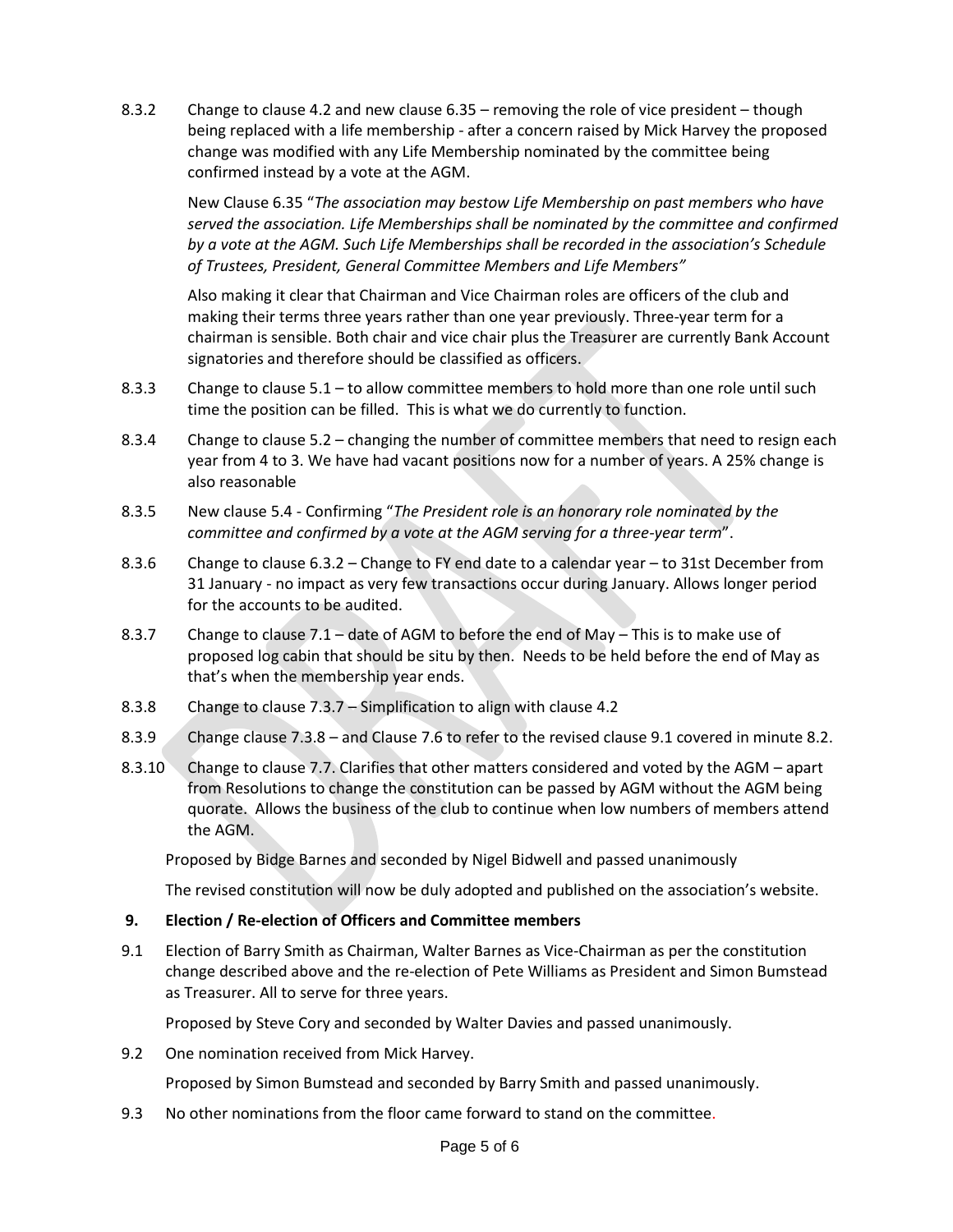8.3.2 Change to clause 4.2 and new clause 6.35 – removing the role of vice president – though being replaced with a life membership - after a concern raised by Mick Harvey the proposed change was modified with any Life Membership nominated by the committee being confirmed instead by a vote at the AGM.

New Clause 6.35 "*The association may bestow Life Membership on past members who have served the association. Life Memberships shall be nominated by the committee and confirmed by a vote at the AGM. Such Life Memberships shall be recorded in the association's Schedule of Trustees, President, General Committee Members and Life Members"*

Also making it clear that Chairman and Vice Chairman roles are officers of the club and making their terms three years rather than one year previously. Three-year term for a chairman is sensible. Both chair and vice chair plus the Treasurer are currently Bank Account signatories and therefore should be classified as officers.

8.3.3 Change to clause 5.1 – to allow committee members to hold more than one role until such time the position can be filled. This is what we do currently to function.

8.3.4 Change to clause 5.2 – changing the number of committee members that need to resign each year from 4 to 3. We have had vacant positions now for a number of years. A 25% change is also reasonable

8.3.5 New clause 5.4 - Confirming "*The President role is an honorary role nominated by the committee and confirmed by a vote at the AGM serving for a three-year term*".

8.3.6 Change to clause 6.3.2 – Change to FY end date to a calendar year – to 31st December from 31 January - no impact as very few transactions occur during January. Allows longer period for the accounts to be audited.

8.3.7 Change to clause 7.1 – date of AGM to before the end of May – This is to make use of proposed log cabin that should be situ by then. Needs to be held before the end of May as that's when the membership year ends.

8.3.8 Change to clause 7.3.7 – Simplification to align with clause 4.2

8.3.9 Change clause 7.3.8 – and Clause 7.6 to refer to the revised clause 9.1 covered in minute 8.2.

8.3.10 Change to clause 7.7. Clarifies that other matters considered and voted by the AGM – apart from Resolutions to change the constitution can be passed by AGM without the AGM being quorate. Allows the business of the club to continue when low numbers of members attend the AGM.

Proposed by Bidge Barnes and seconded by Nigel Bidwell and passed unanimously

The revised constitution will now be duly adopted and published on the association's website.

## 9. Election / Re-election of Officers and Committee members

9.1 Election of Barry Smith as Chairman, Walter Barnes as Vice-Chairman as per the constitution change described above and the re-election of Pete Williams as President and Simon Bumstead as Treasurer. All to serve for three years.

Proposed by Steve Cory and seconded by Walter Davies and passed unanimously.

9.2 One nomination received from Mick Harvey.

Proposed by Simon Bumstead and seconded by Barry Smith and passed unanimously.

9.3 No other nominations from the floor came forward to stand on the committee.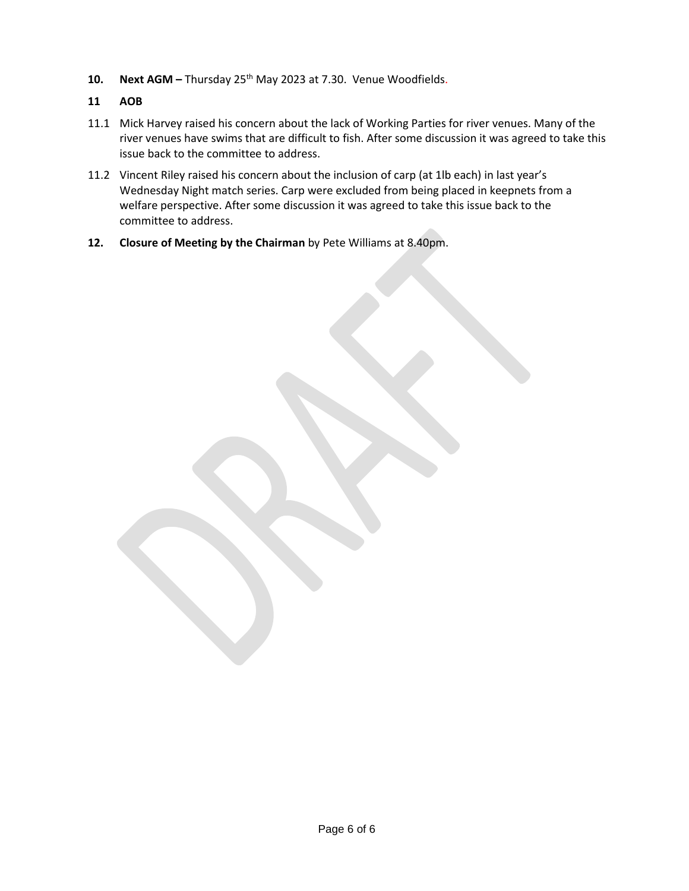**10. Next AGM –** Thursday 25th May 2023 at 7.30. Venue Woodfields.

**11 AOB**

11.1 Mick Harvey raised his concern about the lack of Working Parties for river venues. Many of the river venues have swims that are difficult to fish. After some discussion it was agreed to take this issue back to the committee to address.

11.2 Vincent Riley raised his concern about the inclusion of carp (at 1lb each) in last year's Wednesday Night match series. Carp were excluded from being placed in keepnets from a welfare perspective. After some discussion it was agreed to take this issue back to the committee to address.

**12. Closure of Meeting by the Chairman** by Pete Williams at 8.40pm.